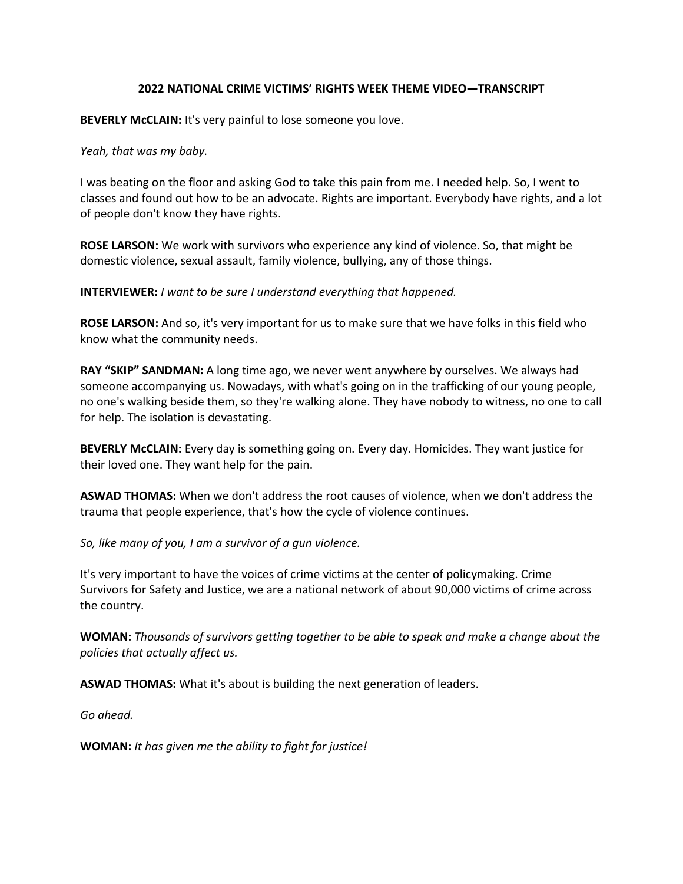**2022 NATIONAL CRIME VICTIMS' RIGHTS WEEK THEME VIDEO—TRANSCRIPT**

**BEVERLY McCLAIN:** It's very painful to lose someone you love.

*Yeah, that was my baby.*

I was beating on the floor and asking God to take this pain from me. I needed help. So, I went to classes and found out how to be an advocate. Rights are important. Everybody have rights, and a lot of people don't know they have rights.

**ROSE LARSON:** We work with survivors who experience any kind of violence. So, that might be domestic violence, sexual assault, family violence, bullying, any of those things.

**INTERVIEWER:** *I want to be sure I understand everything that happened.*

**ROSE LARSON:** And so, it's very important for us to make sure that we have folks in this field who know what the community needs.

**RAY "SKIP" SANDMAN:** A long time ago, we never went anywhere by ourselves. We always had someone accompanying us. Nowadays, with what's going on in the trafficking of our young people, no one's walking beside them, so they're walking alone. They have nobody to witness, no one to call for help. The isolation is devastating.

**BEVERLY McCLAIN:** Every day is something going on. Every day. Homicides. They want justice for their loved one. They want help for the pain.

**ASWAD THOMAS:** When we don't address the root causes of violence, when we don't address the trauma that people experience, that's how the cycle of violence continues.

*So, like many of you, I am a survivor of a gun violence.*

It's very important to have the voices of crime victims at the center of policymaking. Crime Survivors for Safety and Justice, we are a national network of about 90,000 victims of crime across the country.

**WOMAN:** *Thousands of survivors getting together to be able to speak and make a change about the policies that actually affect us.*

**ASWAD THOMAS:** What it's about is building the next generation of leaders.

*Go ahead.*

**WOMAN:** *It has given me the ability to fight for justice!*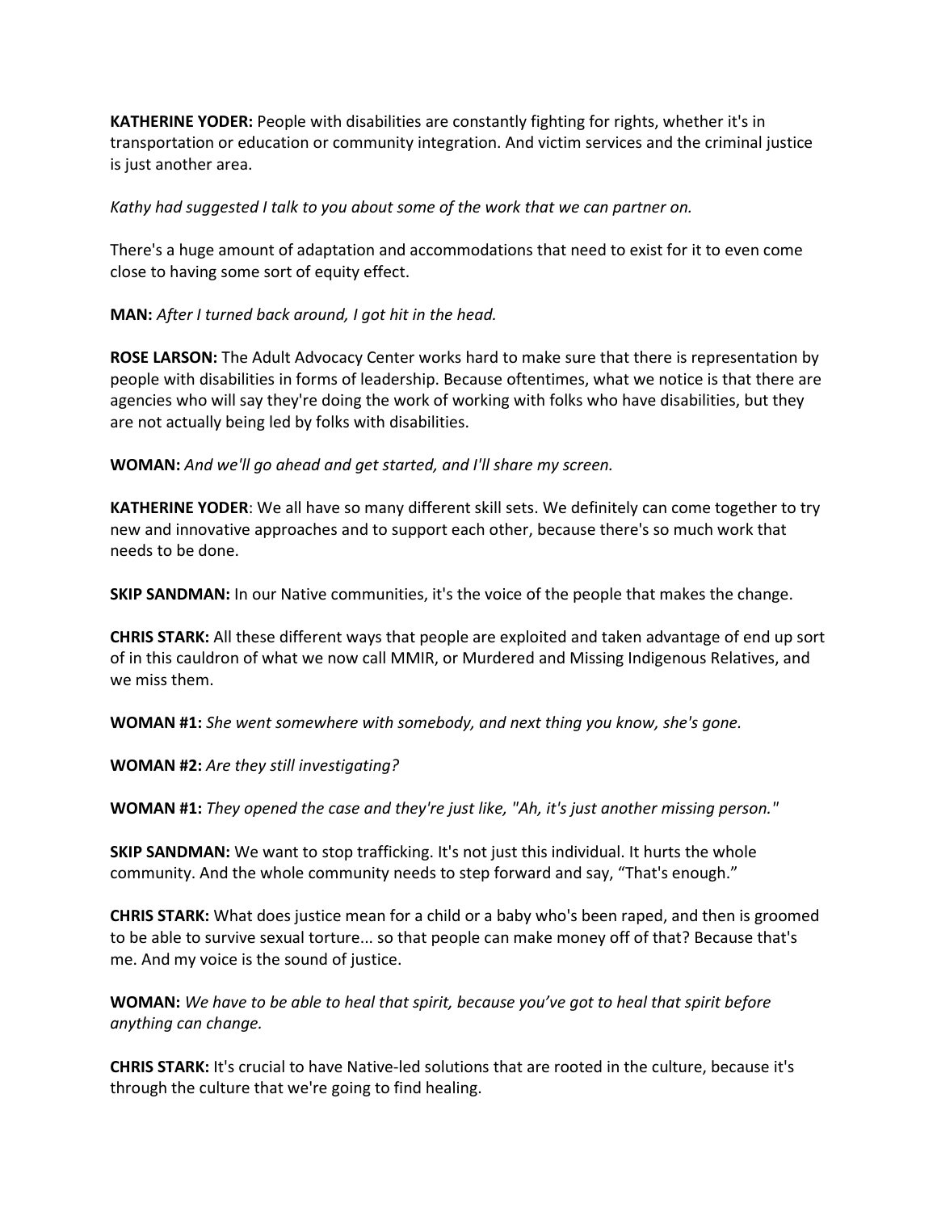**KATHERINE YODER:** People with disabilities are constantly fighting for rights, whether it's in transportation or education or community integration. And victim services and the criminal justice is just another area.

*Kathy had suggested I talk to you about some of the work that we can partner on.*

There's a huge amount of adaptation and accommodations that need to exist for it to even come close to having some sort of equity effect.

**MAN:** *After I turned back around, I got hit in the head.*

**ROSE LARSON:** The Adult Advocacy Center works hard to make sure that there is representation by people with disabilities in forms of leadership. Because oftentimes, what we notice is that there are agencies who will say they're doing the work of working with folks who have disabilities, but they are not actually being led by folks with disabilities.

**WOMAN:** *And we'll go ahead and get started, and I'll share my screen.*

**KATHERINE YODER**: We all have so many different skill sets. We definitely can come together to try new and innovative approaches and to support each other, because there's so much work that needs to be done.

**SKIP SANDMAN:** In our Native communities, it's the voice of the people that makes the change.

**CHRIS STARK:** All these different ways that people are exploited and taken advantage of end up sort of in this cauldron of what we now call MMIR, or Murdered and Missing Indigenous Relatives, and we miss them.

**WOMAN #1:** *She went somewhere with somebody, and next thing you know, she's gone.*

**WOMAN #2:** *Are they still investigating?*

**WOMAN #1:** *They opened the case and they're just like, "Ah, it's just another missing person."*

**SKIP SANDMAN:** We want to stop trafficking. It's not just this individual. It hurts the whole community. And the whole community needs to step forward and say, "That's enough."

**CHRIS STARK:** What does justice mean for a child or a baby who's been raped, and then is groomed to be able to survive sexual torture... so that people can make money off of that? Because that's me. And my voice is the sound of justice.

**WOMAN:** *We have to be able to heal that spirit, because you've got to heal that spirit before anything can change.*

**CHRIS STARK:** It's crucial to have Native-led solutions that are rooted in the culture, because it's through the culture that we're going to find healing.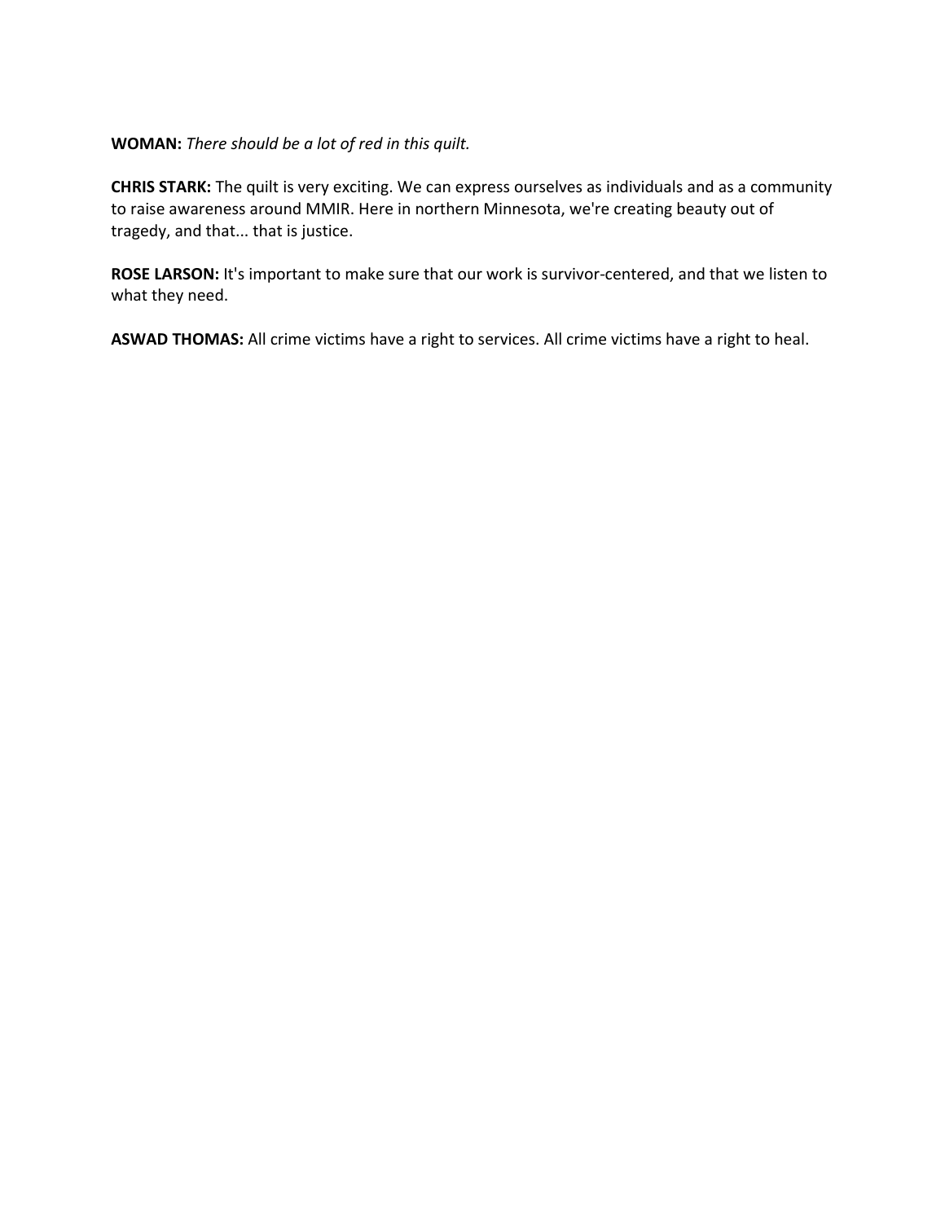**WOMAN:** *There should be a lot of red in this quilt.*

**CHRIS STARK:** The quilt is very exciting. We can express ourselves as individuals and as a community to raise awareness around MMIR. Here in northern Minnesota, we're creating beauty out of tragedy, and that... that is justice.

**ROSE LARSON:** It's important to make sure that our work is survivor-centered, and that we listen to what they need.

**ASWAD THOMAS:** All crime victims have a right to services. All crime victims have a right to heal.